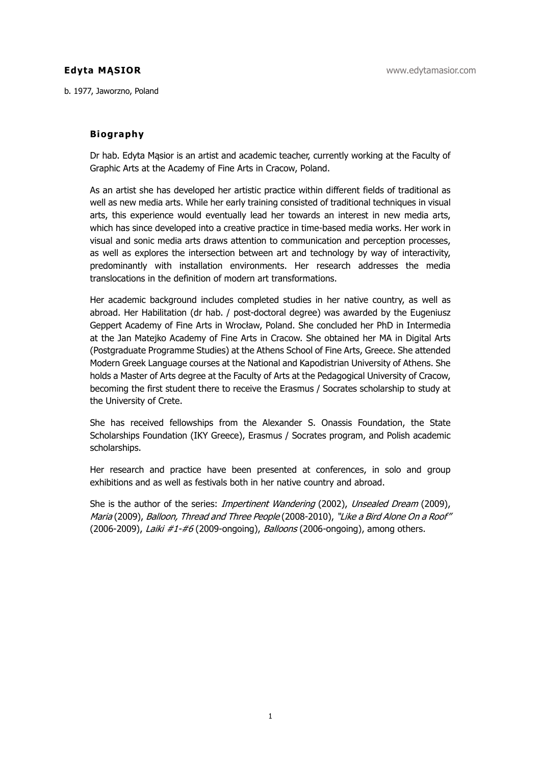**Edyta MĄSIOR** www.edytamasior.com

b. 1977, Jaworzno, Poland

## Biography

Dr hab. Edyta Mąsior is an artist and academic teacher, currently working at the Faculty of Graphic Arts at the Academy of Fine Arts in Cracow, Poland.

As an artist she has developed her artistic practice within different fields of traditional as well as new media arts. While her early training consisted of traditional techniques in visual arts, this experience would eventually lead her towards an interest in new media arts, which has since developed into a creative practice in time-based media works. Her work in visual and sonic media arts draws attention to communication and perception processes, as well as explores the intersection between art and technology by way of interactivity, predominantly with installation environments. Her research addresses the media translocations in the definition of modern art transformations.

Her academic background includes completed studies in her native country, as well as abroad. Her Habilitation (dr hab. / post-doctoral degree) was awarded by the Eugeniusz Geppert Academy of Fine Arts in Wrocław, Poland. She concluded her PhD in Intermedia at the Jan Matejko Academy of Fine Arts in Cracow. She obtained her MA in Digital Arts (Postgraduate Programme Studies) at the Athens School of Fine Arts, Greece. She attended Modern Greek Language courses at the National and Kapodistrian University of Athens. She holds a Master of Arts degree at the Faculty of Arts at the Pedagogical University of Cracow, becoming the first student there to receive the Erasmus / Socrates scholarship to study at the University of Crete.

She has received fellowships from the Alexander S. Onassis Foundation, the State Scholarships Foundation (IKY Greece), Erasmus / Socrates program, and Polish academic scholarships.

Her research and practice have been presented at conferences, in solo and group exhibitions and as well as festivals both in her native country and abroad.

She is the author of the series: *Impertinent Wandering* (2002), *Unsealed Dream* (2009), *Maria* (2009), *Balloon, Thread and Three People* (2008-2010), *"Like a Bird Alone On a Roof"* (2006-2009), *Laiki #1-#6* (2009-ongoing), *Balloons* (2006-ongoing), among others.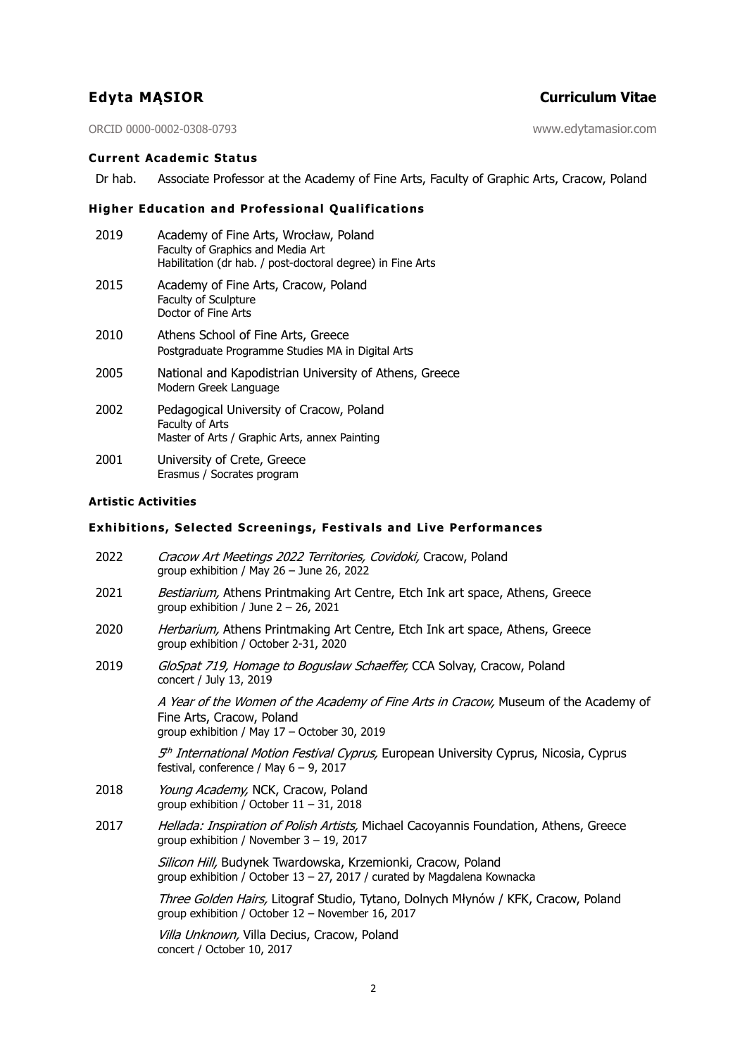# Edyta MĄSIOR

## Curriculum Vitae

ORCID 0000-0002-0308-0793

www.edytamasior.com

### Current Academic Status

Dr hab. Associate Professor at the Academy of Fine Arts, Faculty of Graphic Arts, Cracow, Poland

### Higher Education and Professional Qualifications

- **2019** Academy of Fine Arts, Wrocław, Poland
  Faculty of Graphics and Media Art
  Habilitation (dr hab. / post-doctoral degree) in Fine Arts
- **2015** Academy of Fine Arts, Cracow, Poland
  Faculty of Sculpture
  Doctor of Fine Arts
- **2010** Athens School of Fine Arts, Greece
  Postgraduate Programme Studies MA in Digital Arts
- **2005** National and Kapodistrian University of Athens, Greece
  Modern Greek Language
- **2002** Pedagogical University of Cracow, Poland
  Faculty of Arts
  Master of Arts / Graphic Arts, annex Painting
- **2001** University of Crete, Greece
  Erasmus / Socrates program

### Artistic Activities

### Exhibitions, Selected Screenings, Festivals and Live Performances

- **2022** *Cracow Art Meetings 2022 Territories, Covidoki,* Cracow, Poland
  group exhibition / May 26 – June 26, 2022
- **2021** *Bestiarium,* Athens Printmaking Art Centre, Etch Ink art space, Athens, Greece
  group exhibition / June 2 – 26, 2021
- **2020** *Herbarium,* Athens Printmaking Art Centre, Etch Ink art space, Athens, Greece
  group exhibition / October 2-31, 2020
- **2019** *GloSpat 719, Homage to Bogusław Schaeffer,* CCA Solvay, Cracow, Poland
  concert / July 13, 2019

  *A Year of the Women of the Academy of Fine Arts in Cracow,* Museum of the Academy of Fine Arts, Cracow, Poland
  group exhibition / May 17 – October 30, 2019

  *5th International Motion Festival Cyprus,* European University Cyprus, Nicosia, Cyprus
  festival, conference / May 6 – 9, 2017
- **2018** *Young Academy,* NCK, Cracow, Poland
  group exhibition / October 11 – 31, 2018
- **2017** *Hellada: Inspiration of Polish Artists,* Michael Cacoyannis Foundation, Athens, Greece
  group exhibition / November 3 – 19, 2017

  *Silicon Hill,* Budynek Twardowska, Krzemionki, Cracow, Poland
  group exhibition / October 13 – 27, 2017 / curated by Magdalena Kownacka

  *Three Golden Hairs,* Litograf Studio, Tytano, Dolnych Młynów / KFK, Cracow, Poland
  group exhibition / October 12 – November 16, 2017

  *Villa Unknown,* Villa Decius, Cracow, Poland
  concert / October 10, 2017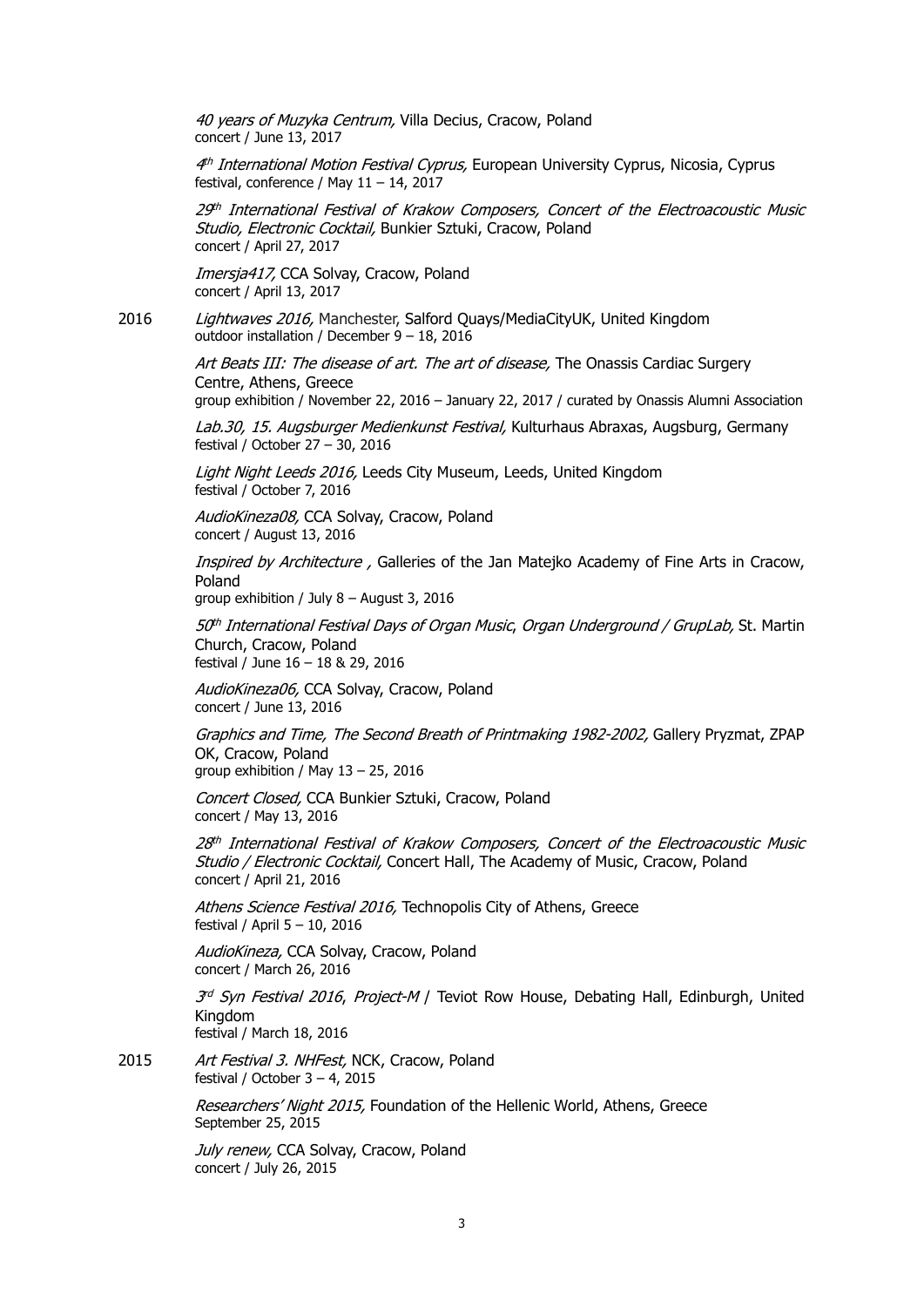*40 years of Muzyka Centrum,* Villa Decius, Cracow, Poland
concert / June 13, 2017

*4th International Motion Festival Cyprus,* European University Cyprus, Nicosia, Cyprus
festival, conference / May 11 – 14, 2017

*29th International Festival of Krakow Composers, Concert of the Electroacoustic Music Studio, Electronic Cocktail,* Bunkier Sztuki, Cracow, Poland
concert / April 27, 2017

*Imersja417,* CCA Solvay, Cracow, Poland
concert / April 13, 2017

**2016**

*Lightwaves 2016,* Manchester, Salford Quays/MediaCityUK, United Kingdom
outdoor installation / December 9 – 18, 2016

*Art Beats III: The disease of art. The art of disease,* The Onassis Cardiac Surgery Centre, Athens, Greece
group exhibition / November 22, 2016 – January 22, 2017 / curated by Onassis Alumni Association

*Lab.30, 15. Augsburger Medienkunst Festival,* Kulturhaus Abraxas, Augsburg, Germany
festival / October 27 – 30, 2016

*Light Night Leeds 2016,* Leeds City Museum, Leeds, United Kingdom
festival / October 7, 2016

*AudioKineza08,* CCA Solvay, Cracow, Poland
concert / August 13, 2016

*Inspired by Architecture ,* Galleries of the Jan Matejko Academy of Fine Arts in Cracow, Poland
group exhibition / July 8 – August 3, 2016

*50th International Festival Days of Organ Music, Organ Underground / GrupLab,* St. Martin Church, Cracow, Poland
festival / June 16 – 18 & 29, 2016

*AudioKineza06,* CCA Solvay, Cracow, Poland
concert / June 13, 2016

*Graphics and Time, The Second Breath of Printmaking 1982-2002,* Gallery Pryzmat, ZPAP OK, Cracow, Poland
group exhibition / May 13 – 25, 2016

*Concert Closed,* CCA Bunkier Sztuki, Cracow, Poland
concert / May 13, 2016

*28th International Festival of Krakow Composers, Concert of the Electroacoustic Music Studio / Electronic Cocktail,* Concert Hall, The Academy of Music, Cracow, Poland
concert / April 21, 2016

*Athens Science Festival 2016,* Technopolis City of Athens, Greece
festival / April 5 – 10, 2016

*AudioKineza,* CCA Solvay, Cracow, Poland
concert / March 26, 2016

*3rd Syn Festival 2016, Project-M* / Teviot Row House, Debating Hall, Edinburgh, United Kingdom
festival / March 18, 2016

**2015**

*Art Festival 3. NHFest,* NCK, Cracow, Poland
festival / October 3 – 4, 2015

*Researchers' Night 2015,* Foundation of the Hellenic World, Athens, Greece
September 25, 2015

*July renew,* CCA Solvay, Cracow, Poland
concert / July 26, 2015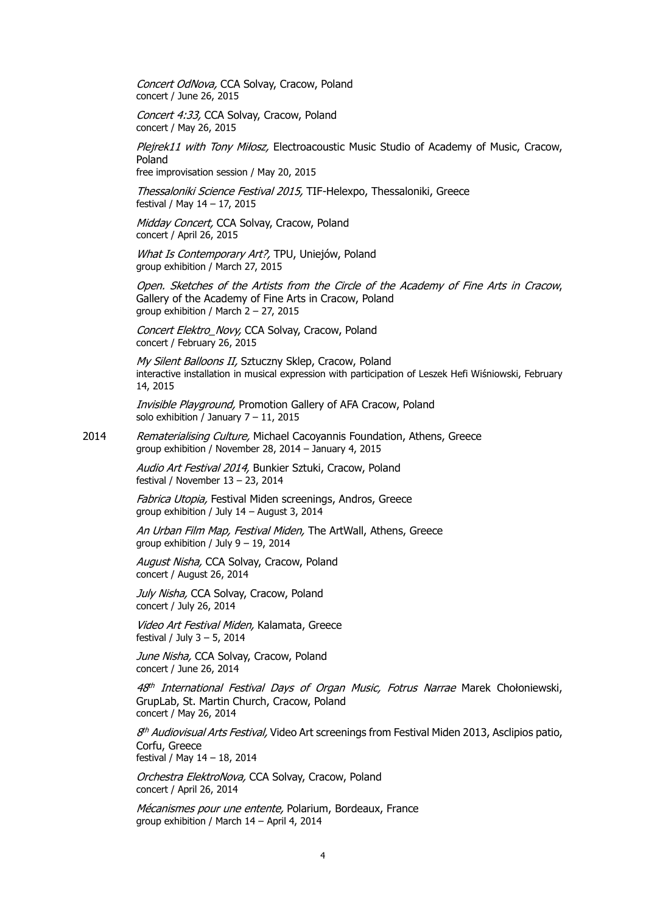*Concert OdNova,* CCA Solvay, Cracow, Poland
concert / June 26, 2015

*Concert 4:33,* CCA Solvay, Cracow, Poland
concert / May 26, 2015

*Plejrek11 with Tony Miłosz,* Electroacoustic Music Studio of Academy of Music, Cracow, Poland
free improvisation session / May 20, 2015

*Thessaloniki Science Festival 2015,* TIF-Helexpo, Thessaloniki, Greece
festival / May 14 – 17, 2015

*Midday Concert,* CCA Solvay, Cracow, Poland
concert / April 26, 2015

*What Is Contemporary Art?,* TPU, Uniejów, Poland
group exhibition / March 27, 2015

*Open. Sketches of the Artists from the Circle of the Academy of Fine Arts in Cracow*, Gallery of the Academy of Fine Arts in Cracow, Poland
group exhibition / March 2 – 27, 2015

*Concert Elektro_Novy,* CCA Solvay, Cracow, Poland
concert / February 26, 2015

*My Silent Balloons II,* Sztuczny Sklep, Cracow, Poland
interactive installation in musical expression with participation of Leszek Hefi Wiśniowski, February 14, 2015

*Invisible Playground,* Promotion Gallery of AFA Cracow, Poland
solo exhibition / January 7 – 11, 2015

2014

*Rematerialising Culture,* Michael Cacoyannis Foundation, Athens, Greece
group exhibition / November 28, 2014 – January 4, 2015

*Audio Art Festival 2014,* Bunkier Sztuki, Cracow, Poland
festival / November 13 – 23, 2014

*Fabrica Utopia,* Festival Miden screenings, Andros, Greece
group exhibition / July 14 – August 3, 2014

*An Urban Film Map, Festival Miden,* The ArtWall, Athens, Greece
group exhibition / July 9 – 19, 2014

*August Nisha,* CCA Solvay, Cracow, Poland
concert / August 26, 2014

*July Nisha,* CCA Solvay, Cracow, Poland
concert / July 26, 2014

*Video Art Festival Miden,* Kalamata, Greece
festival / July 3 – 5, 2014

*June Nisha,* CCA Solvay, Cracow, Poland
concert / June 26, 2014

*48th International Festival Days of Organ Music, Fotrus Narrae* Marek Chołoniewski, GrupLab, St. Martin Church, Cracow, Poland
concert / May 26, 2014

*8th Audiovisual Arts Festival,* Video Art screenings from Festival Miden 2013, Asclipios patio, Corfu, Greece
festival / May 14 – 18, 2014

*Orchestra ElektroNova,* CCA Solvay, Cracow, Poland
concert / April 26, 2014

*Mécanismes pour une entente,* Polarium, Bordeaux, France
group exhibition / March 14 – April 4, 2014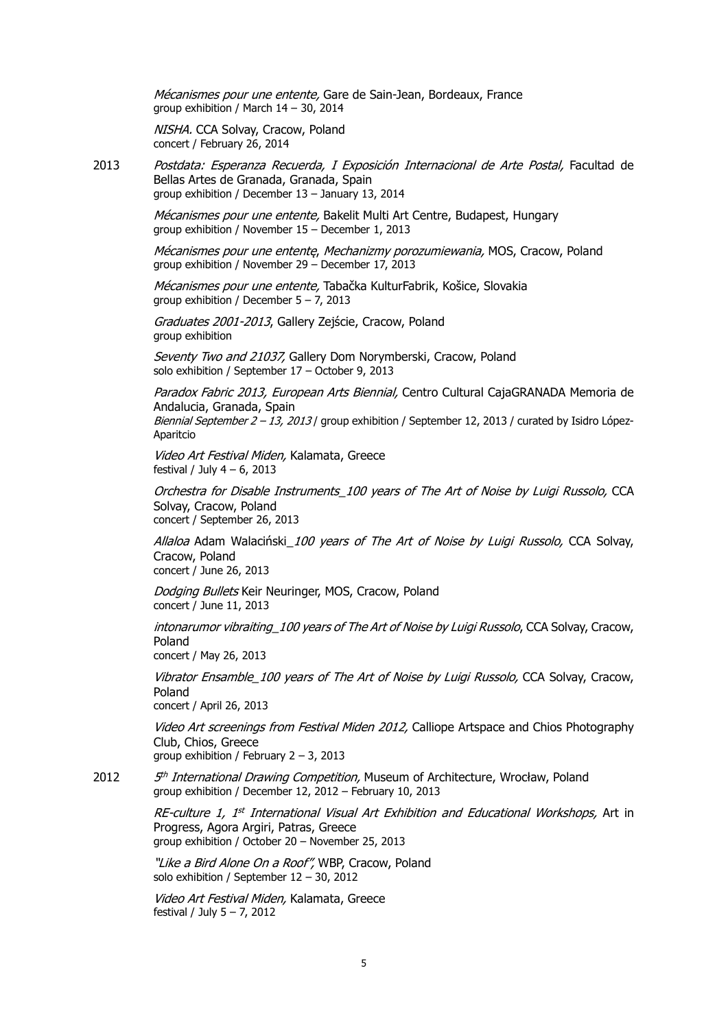*Mécanismes pour une entente,* Gare de Sain-Jean, Bordeaux, France
group exhibition / March 14 – 30, 2014

*NISHA.* CCA Solvay, Cracow, Poland
concert / February 26, 2014

2013 *Postdata: Esperanza Recuerda, I Exposición Internacional de Arte Postal,* Facultad de Bellas Artes de Granada, Granada, Spain
group exhibition / December 13 – January 13, 2014

*Mécanismes pour une entente,* Bakelit Multi Art Centre, Budapest, Hungary
group exhibition / November 15 – December 1, 2013

*Mécanismes pour une ententę, Mechanizmy porozumiewania,* MOS, Cracow, Poland
group exhibition / November 29 – December 17, 2013

*Mécanismes pour une entente,* Tabačka KulturFabrik, Košice, Slovakia
group exhibition / December 5 – 7, 2013

*Graduates 2001-2013*, Gallery Zejście, Cracow, Poland
group exhibition

*Seventy Two and 21037,* Gallery Dom Norymberski, Cracow, Poland
solo exhibition / September 17 – October 9, 2013

*Paradox Fabric 2013, European Arts Biennial,* Centro Cultural CajaGRANADA Memoria de Andalucia, Granada, Spain
*Biennial September 2 – 13, 2013* / group exhibition / September 12, 2013 / curated by Isidro López-Aparitcio

*Video Art Festival Miden,* Kalamata, Greece
festival / July 4 – 6, 2013

*Orchestra for Disable Instruments_100 years of The Art of Noise by Luigi Russolo,* CCA Solvay, Cracow, Poland
concert / September 26, 2013

*Allaloa* Adam Walaciński*_100 years of The Art of Noise by Luigi Russolo,* CCA Solvay, Cracow, Poland
concert / June 26, 2013

*Dodging Bullets* Keir Neuringer, MOS, Cracow, Poland
concert / June 11, 2013

*intonarumor vibraiting_100 years of The Art of Noise by Luigi Russolo*, CCA Solvay, Cracow, Poland
concert / May 26, 2013

*Vibrator Ensamble_100 years of The Art of Noise by Luigi Russolo,* CCA Solvay, Cracow, Poland
concert / April 26, 2013

*Video Art screenings from Festival Miden 2012,* Calliope Artspace and Chios Photography Club, Chios, Greece
group exhibition / February 2 – 3, 2013

2012 *5th International Drawing Competition,* Museum of Architecture, Wrocław, Poland
group exhibition / December 12, 2012 – February 10, 2013

*RE-culture 1, 1st International Visual Art Exhibition and Educational Workshops,* Art in Progress, Agora Argiri, Patras, Greece
group exhibition / October 20 – November 25, 2013

*"Like a Bird Alone On a Roof",* WBP, Cracow, Poland
solo exhibition / September 12 – 30, 2012

*Video Art Festival Miden,* Kalamata, Greece
festival / July 5 – 7, 2012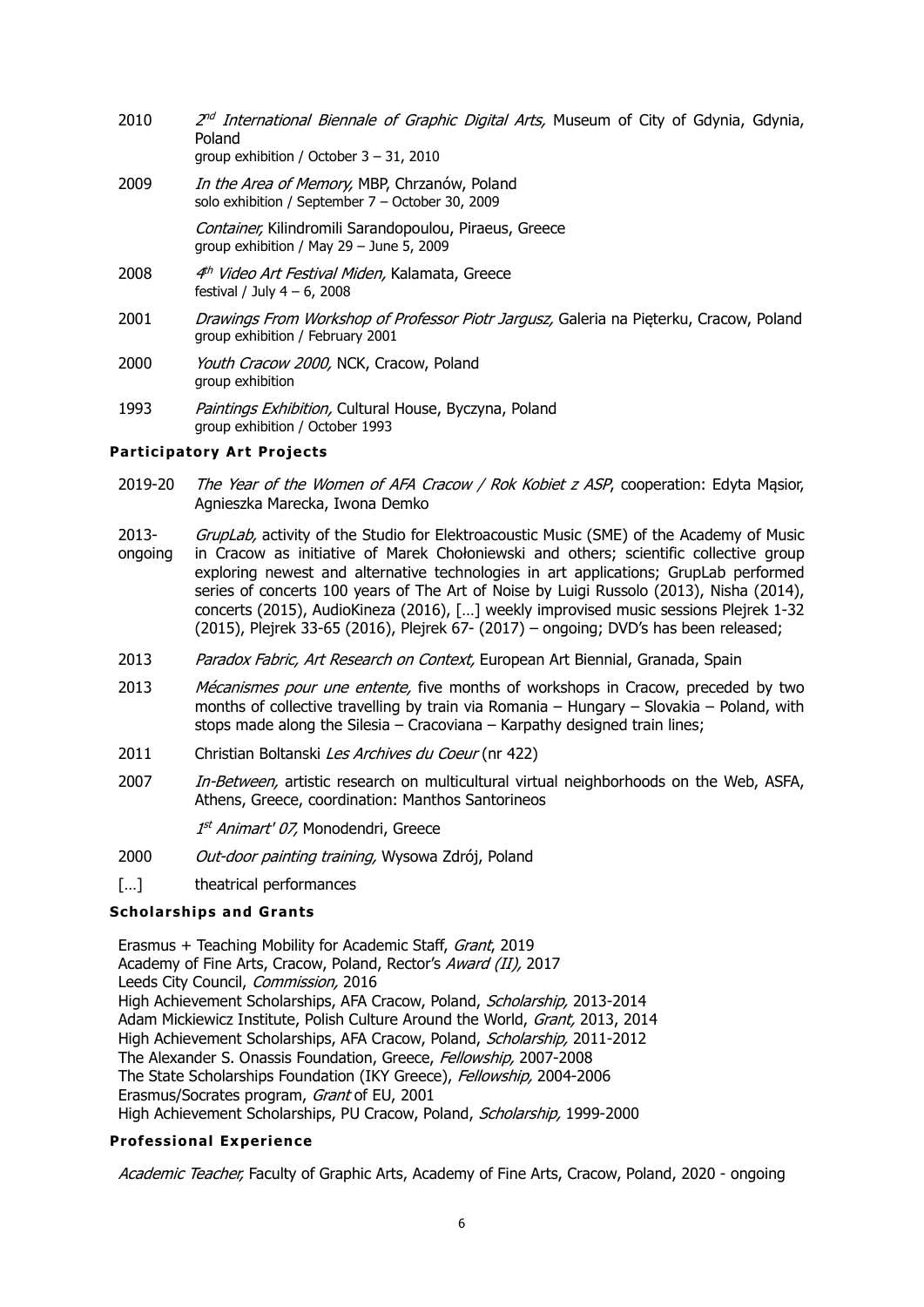2010 *2nd International Biennale of Graphic Digital Arts,* Museum of City of Gdynia, Gdynia, Poland
group exhibition / October 3 – 31, 2010

2009 *In the Area of Memory,* MBP, Chrzanów, Poland
solo exhibition / September 7 – October 30, 2009

*Container,* Kilindromili Sarandopoulou, Piraeus, Greece
group exhibition / May 29 – June 5, 2009

2008 *4th Video Art Festival Miden,* Kalamata, Greece
festival / July 4 – 6, 2008

2001 *Drawings From Workshop of Professor Piotr Jargusz,* Galeria na Pięterku, Cracow, Poland
group exhibition / February 2001

2000 *Youth Cracow 2000,* NCK, Cracow, Poland
group exhibition

1993 *Paintings Exhibition,* Cultural House, Byczyna, Poland
group exhibition / October 1993

#### **Participatory Art Projects**

2019-20 *The Year of the Women of AFA Cracow / Rok Kobiet z ASP*, cooperation: Edyta Mąsior, Agnieszka Marecka, Iwona Demko

2013-ongoing *GrupLab,* activity of the Studio for Elektroacoustic Music (SME) of the Academy of Music in Cracow as initiative of Marek Chołoniewski and others; scientific collective group exploring newest and alternative technologies in art applications; GrupLab performed series of concerts 100 years of The Art of Noise by Luigi Russolo (2013), Nisha (2014), concerts (2015), AudioKineza (2016), […] weekly improvised music sessions Plejrek 1-32 (2015), Plejrek 33-65 (2016), Plejrek 67- (2017) – ongoing; DVD's has been released;

2013 *Paradox Fabric, Art Research on Context,* European Art Biennial, Granada, Spain

2013 *Mécanismes pour une entente,* five months of workshops in Cracow, preceded by two months of collective travelling by train via Romania – Hungary – Slovakia – Poland, with stops made along the Silesia – Cracoviana – Karpathy designed train lines;

2011 Christian Boltanski *Les Archives du Coeur* (nr 422)

2007 *In-Between,* artistic research on multicultural virtual neighborhoods on the Web, ASFA, Athens, Greece, coordination: Manthos Santorineos

*1st Animart' 07,* Monodendri, Greece

2000 *Out-door painting training,* Wysowa Zdrój, Poland

[…] theatrical performances

#### **Scholarships and Grants**

Erasmus + Teaching Mobility for Academic Staff, *Grant*, 2019
Academy of Fine Arts, Cracow, Poland, Rector's *Award (II),* 2017
Leeds City Council, *Commission,* 2016
High Achievement Scholarships, AFA Cracow, Poland, *Scholarship,* 2013-2014
Adam Mickiewicz Institute, Polish Culture Around the World, *Grant,* 2013, 2014
High Achievement Scholarships, AFA Cracow, Poland, *Scholarship,* 2011-2012
The Alexander S. Onassis Foundation, Greece, *Fellowship,* 2007-2008
The State Scholarships Foundation (IKY Greece), *Fellowship,* 2004-2006
Erasmus/Socrates program, *Grant* of EU, 2001
High Achievement Scholarships, PU Cracow, Poland, *Scholarship,* 1999-2000

#### **Professional Experience**

*Academic Teacher,* Faculty of Graphic Arts, Academy of Fine Arts, Cracow, Poland, 2020 - ongoing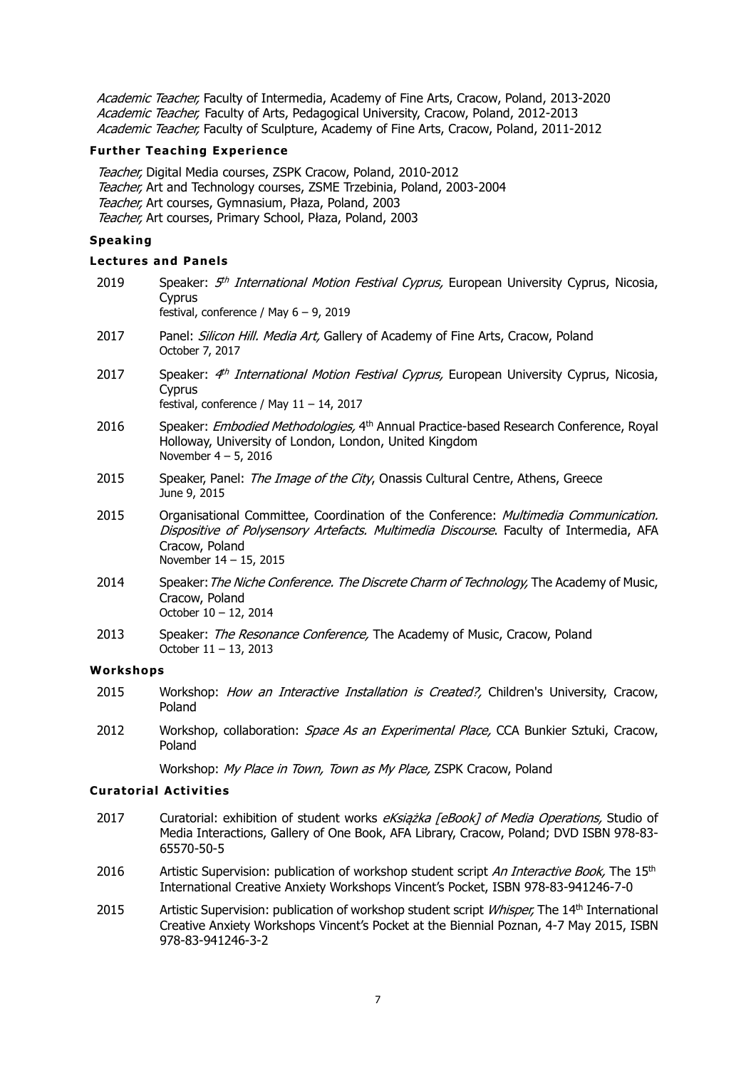*Academic Teacher,* Faculty of Intermedia, Academy of Fine Arts, Cracow, Poland, 2013-2020
*Academic Teacher,* Faculty of Arts, Pedagogical University, Cracow, Poland, 2012-2013
*Academic Teacher,* Faculty of Sculpture, Academy of Fine Arts, Cracow, Poland, 2011-2012

### Further Teaching Experience

*Teacher,* Digital Media courses, ZSPK Cracow, Poland, 2010-2012
*Teacher,* Art and Technology courses, ZSME Trzebinia, Poland, 2003-2004
*Teacher,* Art courses, Gymnasium, Płaza, Poland, 2003
*Teacher,* Art courses, Primary School, Płaza, Poland, 2003

## Speaking

### Lectures and Panels

2019 Speaker: *5th International Motion Festival Cyprus,* European University Cyprus, Nicosia, Cyprus
festival, conference / May 6 – 9, 2019

2017 Panel: *Silicon Hill. Media Art,* Gallery of Academy of Fine Arts, Cracow, Poland
October 7, 2017

2017 Speaker: *4th International Motion Festival Cyprus,* European University Cyprus, Nicosia, Cyprus
festival, conference / May 11 – 14, 2017

2016 Speaker: *Embodied Methodologies,* 4th Annual Practice-based Research Conference, Royal Holloway, University of London, London, United Kingdom
November 4 – 5, 2016

2015 Speaker, Panel: *The Image of the City*, Onassis Cultural Centre, Athens, Greece
June 9, 2015

2015 Organisational Committee, Coordination of the Conference: *Multimedia Communication. Dispositive of Polysensory Artefacts. Multimedia Discourse*. Faculty of Intermedia, AFA Cracow, Poland
November 14 – 15, 2015

2014 Speaker: *The Niche Conference. The Discrete Charm of Technology,* The Academy of Music, Cracow, Poland
October 10 – 12, 2014

2013 Speaker: *The Resonance Conference,* The Academy of Music, Cracow, Poland
October 11 – 13, 2013

### Workshops

2015 Workshop: *How an Interactive Installation is Created?,* Children's University, Cracow, Poland

2012 Workshop, collaboration: *Space As an Experimental Place,* CCA Bunkier Sztuki, Cracow, Poland

Workshop: *My Place in Town, Town as My Place,* ZSPK Cracow, Poland

### Curatorial Activities

2017 Curatorial: exhibition of student works *eKsiążka [eBook] of Media Operations,* Studio of Media Interactions, Gallery of One Book, AFA Library, Cracow, Poland; DVD ISBN 978-83-65570-50-5

2016 Artistic Supervision: publication of workshop student script *An Interactive Book,* The 15th International Creative Anxiety Workshops Vincent's Pocket, ISBN 978-83-941246-7-0

2015 Artistic Supervision: publication of workshop student script *Whisper,* The 14th International Creative Anxiety Workshops Vincent's Pocket at the Biennial Poznan, 4-7 May 2015, ISBN 978-83-941246-3-2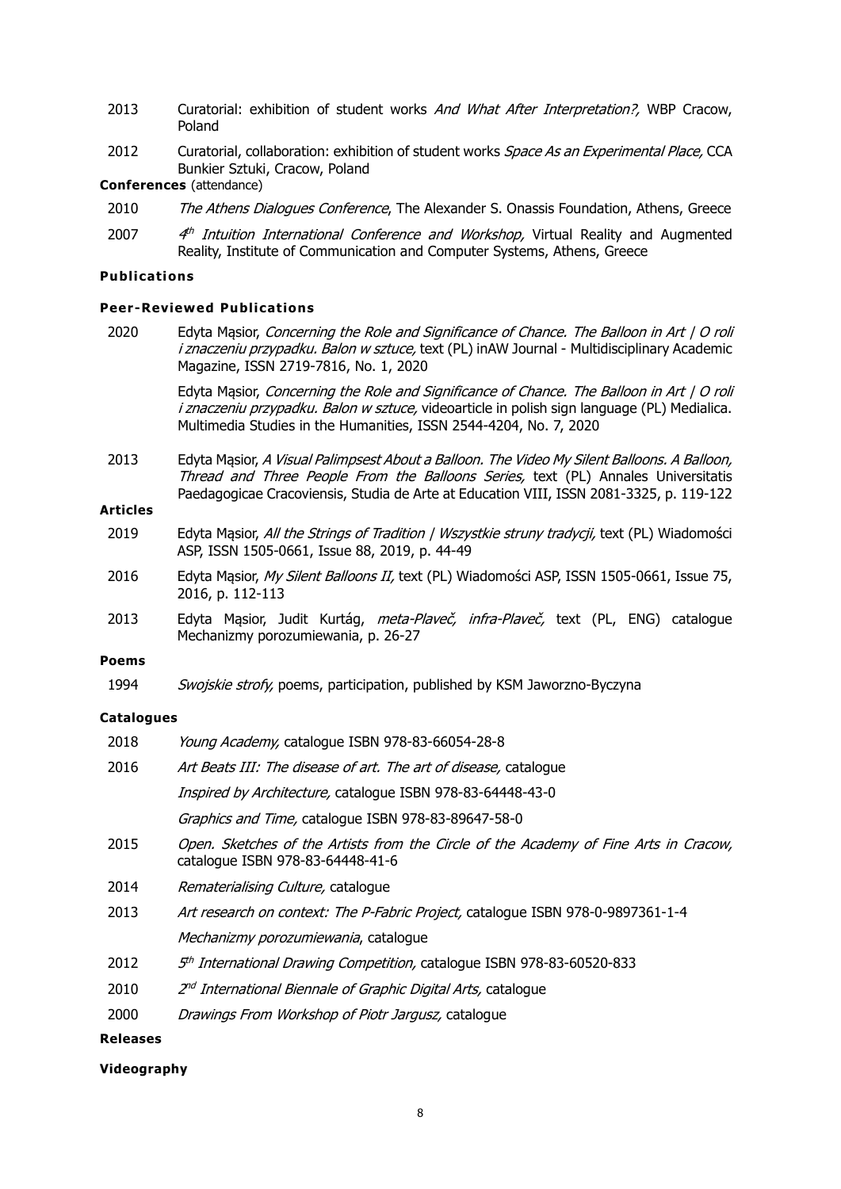2013 Curatorial: exhibition of student works *And What After Interpretation?,* WBP Cracow, Poland

2012 Curatorial, collaboration: exhibition of student works *Space As an Experimental Place,* CCA Bunkier Sztuki, Cracow, Poland

**Conferences** (attendance)

2010 *The Athens Dialogues Conference*, The Alexander S. Onassis Foundation, Athens, Greece

2007 *4th Intuition International Conference and Workshop,* Virtual Reality and Augmented Reality, Institute of Communication and Computer Systems, Athens, Greece

## Publications

### Peer-Reviewed Publications

2020 Edyta Mąsior, *Concerning the Role and Significance of Chance. The Balloon in Art | O roli i znaczeniu przypadku. Balon w sztuce,* text (PL) inAW Journal - Multidisciplinary Academic Magazine, ISSN 2719-7816, No. 1, 2020

Edyta Mąsior, *Concerning the Role and Significance of Chance. The Balloon in Art | O roli i znaczeniu przypadku. Balon w sztuce,* videoarticle in polish sign language (PL) Medialica. Multimedia Studies in the Humanities, ISSN 2544-4204, No. 7, 2020

2013 Edyta Mąsior, *A Visual Palimpsest About a Balloon. The Video My Silent Balloons. A Balloon, Thread and Three People From the Balloons Series,* text (PL) Annales Universitatis Paedagogicae Cracoviensis, Studia de Arte at Education VIII, ISSN 2081-3325, p. 119-122

**Articles**

2019 Edyta Mąsior, *All the Strings of Tradition | Wszystkie struny tradycji,* text (PL) Wiadomości ASP, ISSN 1505-0661, Issue 88, 2019, p. 44-49

2016 Edyta Mąsior, *My Silent Balloons II,* text (PL) Wiadomości ASP, ISSN 1505-0661, Issue 75, 2016, p. 112-113

2013 Edyta Mąsior, Judit Kurtág, *meta-Plaveč, infra-Plaveč,* text (PL, ENG) catalogue Mechanizmy porozumiewania, p. 26-27

**Poems**

1994 *Swojskie strofy,* poems, participation, published by KSM Jaworzno-Byczyna

**Catalogues**

2018 *Young Academy,* catalogue ISBN 978-83-66054-28-8

2016 *Art Beats III: The disease of art. The art of disease,* catalogue

*Inspired by Architecture,* catalogue ISBN 978-83-64448-43-0

*Graphics and Time,* catalogue ISBN 978-83-89647-58-0

2015 *Open. Sketches of the Artists from the Circle of the Academy of Fine Arts in Cracow,* catalogue ISBN 978-83-64448-41-6

2014 *Rematerialising Culture,* catalogue

2013 *Art research on context: The P-Fabric Project,* catalogue ISBN 978-0-9897361-1-4

*Mechanizmy porozumiewania*, catalogue

2012 *5th International Drawing Competition,* catalogue ISBN 978-83-60520-833

2010 *2nd International Biennale of Graphic Digital Arts,* catalogue

2000 *Drawings From Workshop of Piotr Jargusz,* catalogue

**Releases**

**Videography**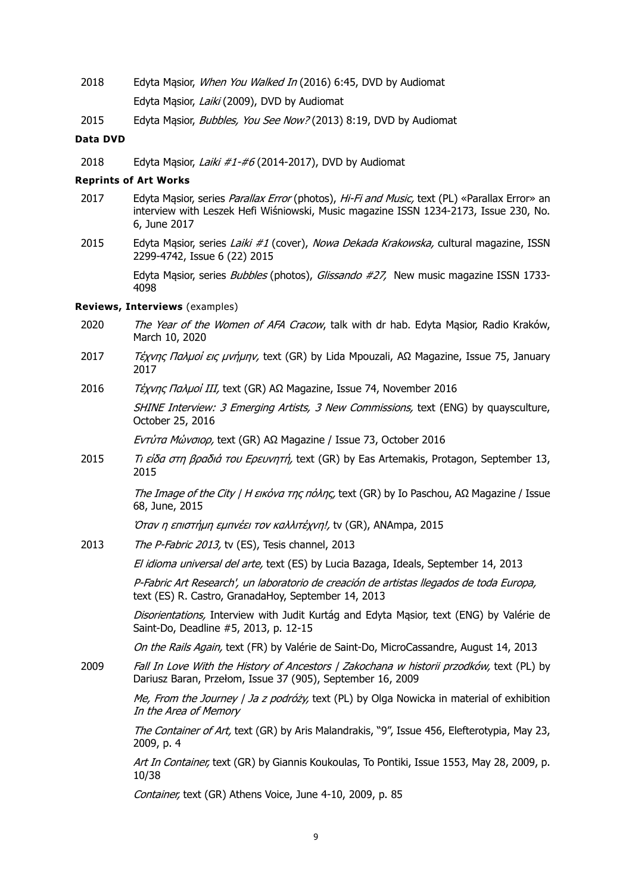2018 Edyta Mąsior, *When You Walked In* (2016) 6:45, DVD by Audiomat

Edyta Mąsior, *Laiki* (2009), DVD by Audiomat

2015 Edyta Mąsior, *Bubbles, You See Now?* (2013) 8:19, DVD by Audiomat

**Data DVD**

2018 Edyta Mąsior, *Laiki #1-#6* (2014-2017), DVD by Audiomat

**Reprints of Art Works**

2017 Edyta Mąsior, series *Parallax Error* (photos), *Hi-Fi and Music,* text (PL) «Parallax Error» an interview with Leszek Hefi Wiśniowski, Music magazine ISSN 1234-2173, Issue 230, No. 6, June 2017

2015 Edyta Mąsior, series *Laiki #1* (cover), *Nowa Dekada Krakowska,* cultural magazine, ISSN 2299-4742, Issue 6 (22) 2015

Edyta Mąsior, series *Bubbles* (photos), *Glissando #27,* New music magazine ISSN 1733-4098

**Reviews, Interviews** (examples)

2020 *The Year of the Women of AFA Cracow*, talk with dr hab. Edyta Mąsior, Radio Kraków, March 10, 2020

2017 *Τέχνης Παλμοί εις μνήμην,* text (GR) by Lida Mpouzali, AΩ Magazine, Issue 75, January 2017

2016 *Τέχνης Παλμοί III,* text (GR) AΩ Magazine, Issue 74, November 2016

*SHINE Interview: 3 Emerging Artists, 3 New Commissions,* text (ENG) by quaysculture, October 25, 2016

*Εντύτα Μώνσιορ,* text (GR) AΩ Magazine / Issue 73, October 2016

2015 *Τι είδα στη βραδιά του Ερευνητή,* text (GR) by Eas Artemakis, Protagon, September 13, 2015

*The Image of the City | Η εικόνα της πόλης,* text (GR) by Io Paschou, AΩ Magazine / Issue 68, June, 2015

*Όταν η επιστήμη εμπνέει τον καλλιτέχνη!,* tv (GR), ANAmpa, 2015

2013 *The P-Fabric 2013,* tv (ES), Tesis channel, 2013

*El idioma universal del arte,* text (ES) by Lucia Bazaga, Ideals, September 14, 2013

*P-Fabric Art Research', un laboratorio de creación de artistas llegados de toda Europa,* text (ES) R. Castro, GranadaHoy, September 14, 2013

*Disorientations,* Interview with Judit Kurtág and Edyta Mąsior, text (ENG) by Valérie de Saint-Do, Deadline #5, 2013, p. 12-15

*On the Rails Again,* text (FR) by Valérie de Saint-Do, MicroCassandre, August 14, 2013

2009 *Fall In Love With the History of Ancestors | Zakochana w historii przodków,* text (PL) by Dariusz Baran, Przełom, Issue 37 (905), September 16, 2009

*Me, From the Journey | Ja z podróży,* text (PL) by Olga Nowicka in material of exhibition *In the Area of Memory*

*The Container of Art,* text (GR) by Aris Malandrakis, "9", Issue 456, Elefterotypia, May 23, 2009, p. 4

*Art In Container,* text (GR) by Giannis Koukoulas, To Pontiki, Issue 1553, May 28, 2009, p. 10/38

*Container,* text (GR) Athens Voice, June 4-10, 2009, p. 85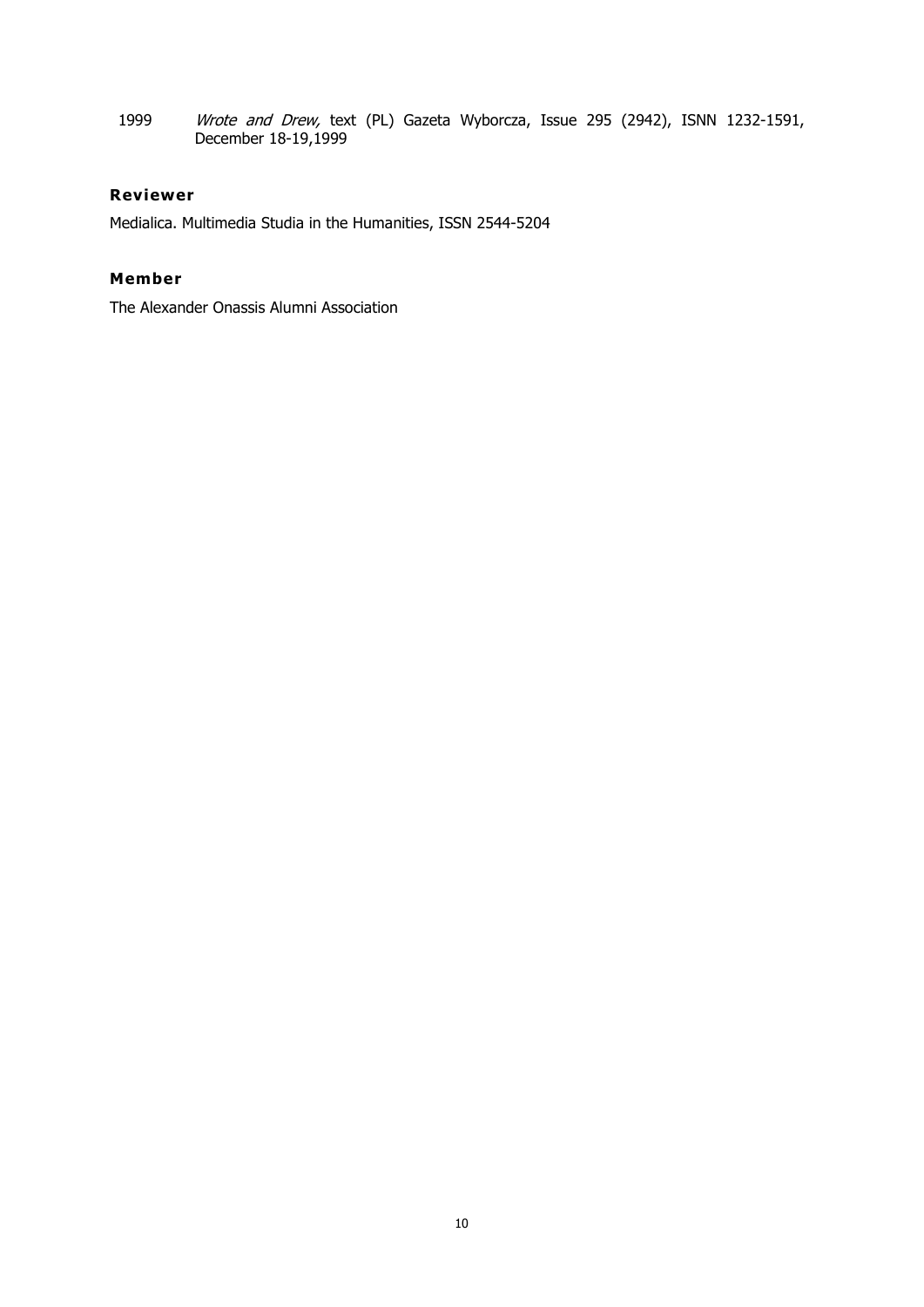1999 *Wrote and Drew,* text (PL) Gazeta Wyborcza, Issue 295 (2942), ISNN 1232-1591, December 18-19,1999

### Reviewer

Medialica. Multimedia Studia in the Humanities, ISSN 2544-5204

### Member

The Alexander Onassis Alumni Association